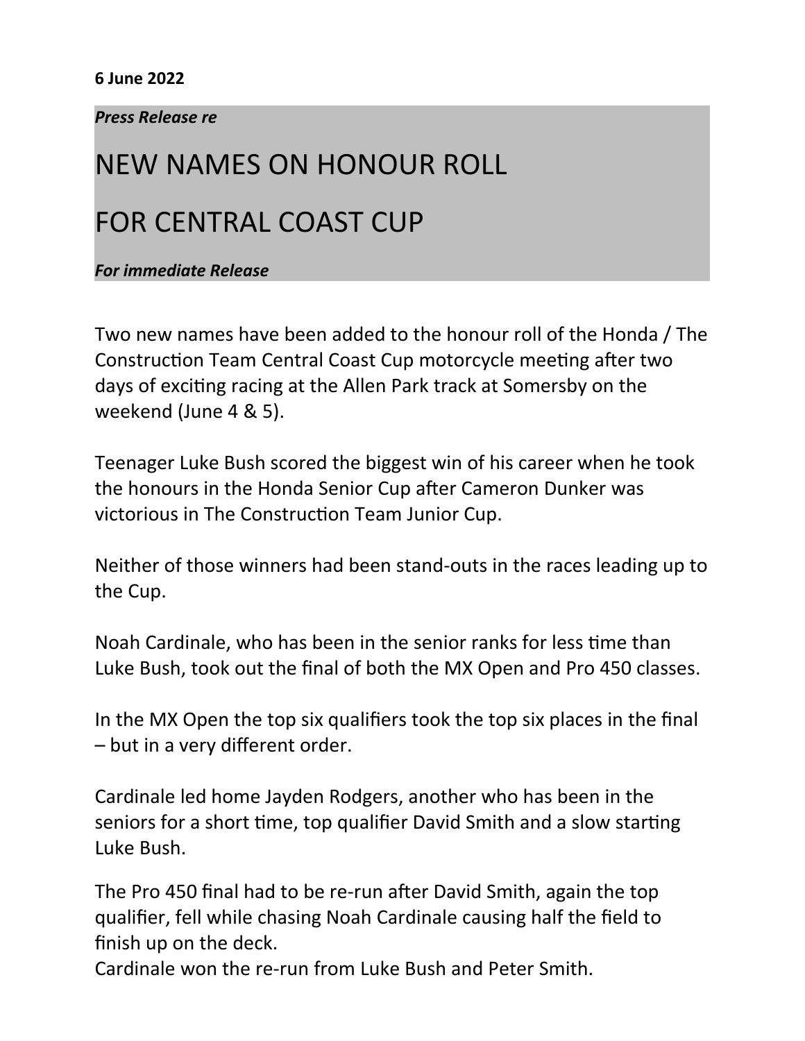**6 June 2022**

***Press Release re***

# NEW NAMES ON HONOUR ROLL

# FOR CENTRAL COAST CUP

***For immediate Release***

Two new names have been added to the honour roll of the Honda / The Construction Team Central Coast Cup motorcycle meeting after two days of exciting racing at the Allen Park track at Somersby on the weekend (June 4 & 5).

Teenager Luke Bush scored the biggest win of his career when he took the honours in the Honda Senior Cup after Cameron Dunker was victorious in The Construction Team Junior Cup.

Neither of those winners had been stand-outs in the races leading up to the Cup.

Noah Cardinale, who has been in the senior ranks for less time than Luke Bush, took out the final of both the MX Open and Pro 450 classes.

In the MX Open the top six qualifiers took the top six places in the final – but in a very different order.

Cardinale led home Jayden Rodgers, another who has been in the seniors for a short time, top qualifier David Smith and a slow starting Luke Bush.

The Pro 450 final had to be re-run after David Smith, again the top qualifier, fell while chasing Noah Cardinale causing half the field to finish up on the deck.
Cardinale won the re-run from Luke Bush and Peter Smith.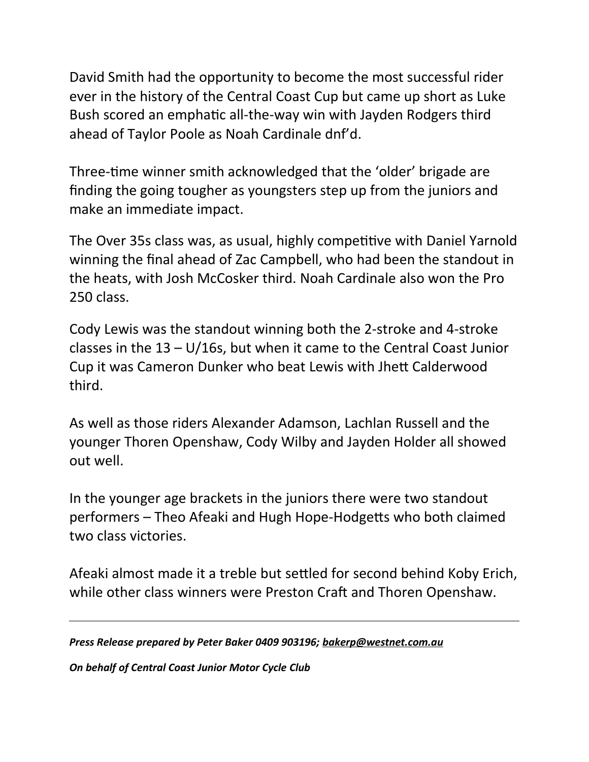David Smith had the opportunity to become the most successful rider ever in the history of the Central Coast Cup but came up short as Luke Bush scored an emphatic all-the-way win with Jayden Rodgers third ahead of Taylor Poole as Noah Cardinale dnf'd.

Three-time winner smith acknowledged that the 'older' brigade are finding the going tougher as youngsters step up from the juniors and make an immediate impact.

The Over 35s class was, as usual, highly competitive with Daniel Yarnold winning the final ahead of Zac Campbell, who had been the standout in the heats, with Josh McCosker third. Noah Cardinale also won the Pro 250 class.

Cody Lewis was the standout winning both the 2-stroke and 4-stroke classes in the 13 – U/16s, but when it came to the Central Coast Junior Cup it was Cameron Dunker who beat Lewis with Jhett Calderwood third.

As well as those riders Alexander Adamson, Lachlan Russell and the younger Thoren Openshaw, Cody Wilby and Jayden Holder all showed out well.

In the younger age brackets in the juniors there were two standout performers – Theo Afeaki and Hugh Hope-Hodgetts who both claimed two class victories.

Afeaki almost made it a treble but settled for second behind Koby Erich, while other class winners were Preston Craft and Thoren Openshaw.

---

***Press Release prepared by Peter Baker 0409 903196; bakerp@westnet.com.au***

***On behalf of Central Coast Junior Motor Cycle Club***